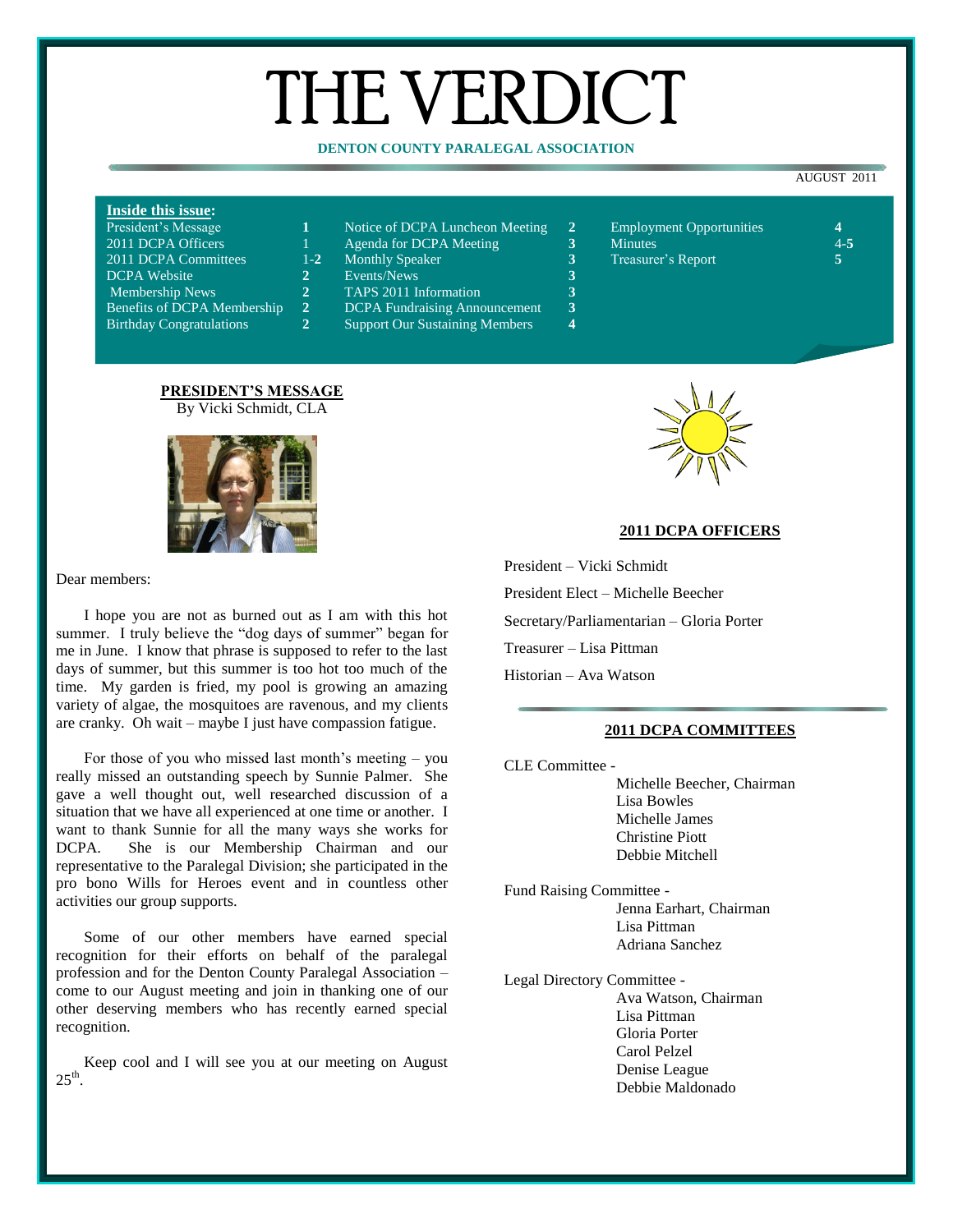# THE VERDICT

**DENTON COUNTY PARALEGAL ASSOCIATION**

AUGUST 2011

**Inside this issue:**

| | | | | | |
|---|---|---|---|---|---|
| President's Message | 1 | Notice of DCPA Luncheon Meeting | 2 | Employment Opportunities | 4 |
| 2011 DCPA Officers | 1 | Agenda for DCPA Meeting | 3 | Minutes | 4-5 |
| 2011 DCPA Committees | 1-2 | Monthly Speaker | 3 | Treasurer's Report | 5 |
| DCPA Website | 2 | Events/News | 3 | | |
| Membership News | 2 | TAPS 2011 Information | 3 | | |
| Benefits of DCPA Membership | 2 | DCPA Fundraising Announcement | 3 | | |
| Birthday Congratulations | 2 | Support Our Sustaining Members | 4 | | |

## PRESIDENT'S MESSAGE

By Vicki Schmidt, CLA

Dear members:

I hope you are not as burned out as I am with this hot summer. I truly believe the "dog days of summer" began for me in June. I know that phrase is supposed to refer to the last days of summer, but this summer is too hot too much of the time. My garden is fried, my pool is growing an amazing variety of algae, the mosquitoes are ravenous, and my clients are cranky. Oh wait – maybe I just have compassion fatigue.

For those of you who missed last month's meeting – you really missed an outstanding speech by Sunnie Palmer. She gave a well thought out, well researched discussion of a situation that we have all experienced at one time or another. I want to thank Sunnie for all the many ways she works for DCPA. She is our Membership Chairman and our representative to the Paralegal Division; she participated in the pro bono Wills for Heroes event and in countless other activities our group supports.

Some of our other members have earned special recognition for their efforts on behalf of the paralegal profession and for the Denton County Paralegal Association – come to our August meeting and join in thanking one of our other deserving members who has recently earned special recognition.

Keep cool and I will see you at our meeting on August 25th.

## 2011 DCPA OFFICERS

President – Vicki Schmidt

President Elect – Michelle Beecher

Secretary/Parliamentarian – Gloria Porter

Treasurer – Lisa Pittman

Historian – Ava Watson

## 2011 DCPA COMMITTEES

CLE Committee -
- Michelle Beecher, Chairman
- Lisa Bowles
- Michelle James
- Christine Piott
- Debbie Mitchell

Fund Raising Committee -
- Jenna Earhart, Chairman
- Lisa Pittman
- Adriana Sanchez

Legal Directory Committee -
- Ava Watson, Chairman
- Lisa Pittman
- Gloria Porter
- Carol Pelzel
- Denise League
- Debbie Maldonado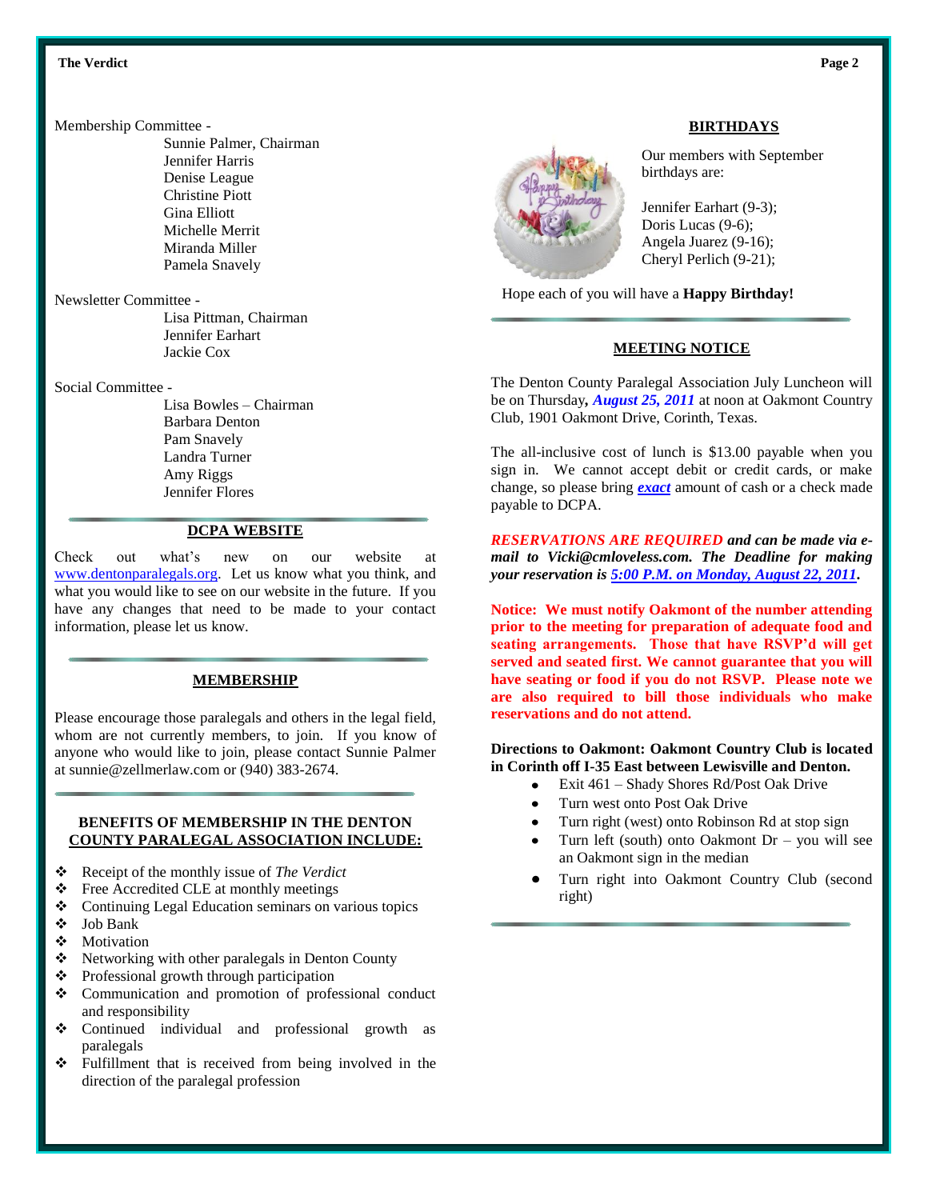Membership Committee -

Sunnie Palmer, Chairman
Jennifer Harris
Denise League
Christine Piott
Gina Elliott
Michelle Merrit
Miranda Miller
Pamela Snavely

Newsletter Committee -

Lisa Pittman, Chairman
Jennifer Earhart
Jackie Cox

Social Committee -

Lisa Bowles – Chairman
Barbara Denton
Pam Snavely
Landra Turner
Amy Riggs
Jennifer Flores

## DCPA WEBSITE

Check out what's new on our website at www.dentonparalegals.org. Let us know what you think, and what you would like to see on our website in the future. If you have any changes that need to be made to your contact information, please let us know.

## MEMBERSHIP

Please encourage those paralegals and others in the legal field, whom are not currently members, to join. If you know of anyone who would like to join, please contact Sunnie Palmer at sunnie@zellmerlaw.com or (940) 383-2674.

## BENEFITS OF MEMBERSHIP IN THE DENTON COUNTY PARALEGAL ASSOCIATION INCLUDE:

- Receipt of the monthly issue of *The Verdict*
- Free Accredited CLE at monthly meetings
- Continuing Legal Education seminars on various topics
- Job Bank
- Motivation
- Networking with other paralegals in Denton County
- Professional growth through participation
- Communication and promotion of professional conduct and responsibility
- Continued individual and professional growth as paralegals
- Fulfillment that is received from being involved in the direction of the paralegal profession

## BIRTHDAYS

Our members with September birthdays are:

Jennifer Earhart (9-3);
Doris Lucas (9-6);
Angela Juarez (9-16);
Cheryl Perlich (9-21);

Hope each of you will have a **Happy Birthday!**

## MEETING NOTICE

The Denton County Paralegal Association July Luncheon will be on Thursday, ***August 25, 2011*** at noon at Oakmont Country Club, 1901 Oakmont Drive, Corinth, Texas.

The all-inclusive cost of lunch is $13.00 payable when you sign in. We cannot accept debit or credit cards, or make change, so please bring ***exact*** amount of cash or a check made payable to DCPA.

***RESERVATIONS ARE REQUIRED and can be made via e-mail to Vicki@cmloveless.com. The Deadline for making your reservation is 5:00 P.M. on Monday, August 22, 2011.***

**Notice: We must notify Oakmont of the number attending prior to the meeting for preparation of adequate food and seating arrangements. Those that have RSVP'd will get served and seated first. We cannot guarantee that you will have seating or food if you do not RSVP. Please note we are also required to bill those individuals who make reservations and do not attend.**

**Directions to Oakmont: Oakmont Country Club is located in Corinth off I-35 East between Lewisville and Denton.**

- Exit 461 – Shady Shores Rd/Post Oak Drive
- Turn west onto Post Oak Drive
- Turn right (west) onto Robinson Rd at stop sign
- Turn left (south) onto Oakmont Dr – you will see an Oakmont sign in the median
- Turn right into Oakmont Country Club (second right)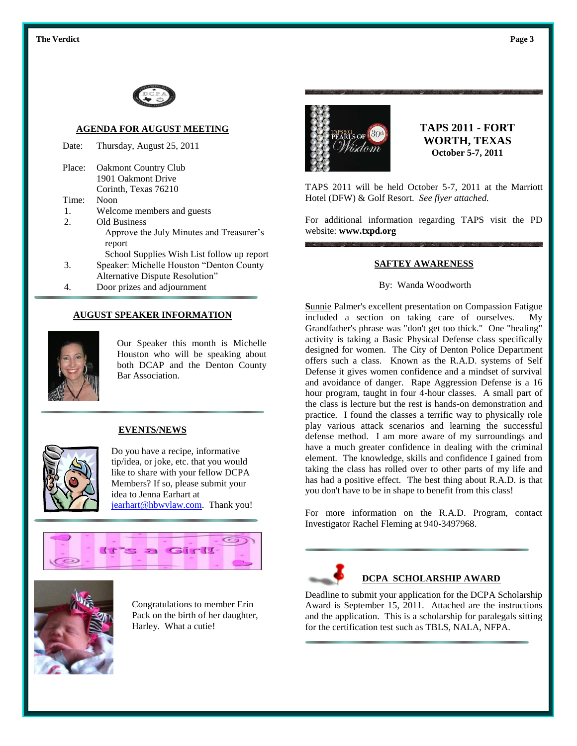## AGENDA FOR AUGUST MEETING

Date: Thursday, August 25, 2011

Place: Oakmont Country Club
1901 Oakmont Drive
Corinth, Texas 76210

Time: Noon

1. Welcome members and guests
2. Old Business
   - Approve the July Minutes and Treasurer's report
   - School Supplies Wish List follow up report
3. Speaker: Michelle Houston "Denton County Alternative Dispute Resolution"
4. Door prizes and adjournment

## AUGUST SPEAKER INFORMATION

Our Speaker this month is Michelle Houston who will be speaking about both DCAP and the Denton County Bar Association.

## EVENTS/NEWS

Do you have a recipe, informative tip/idea, or joke, etc. that you would like to share with your fellow DCPA Members? If so, please submit your idea to Jenna Earhart at jearhart@hbwvlaw.com. Thank you!

It's a Girl!

Congratulations to member Erin Pack on the birth of her daughter, Harley. What a cutie!

## TAPS 2011 - FORT WORTH, TEXAS

**October 5-7, 2011**

TAPS 2011 will be held October 5-7, 2011 at the Marriott Hotel (DFW) & Golf Resort. *See flyer attached.*

For additional information regarding TAPS visit the PD website: **www.txpd.org**

## SAFTEY AWARENESS

By: Wanda Woodworth

Sunnie Palmer's excellent presentation on Compassion Fatigue included a section on taking care of ourselves. My Grandfather's phrase was "don't get too thick." One "healing" activity is taking a Basic Physical Defense class specifically designed for women. The City of Denton Police Department offers such a class. Known as the R.A.D. systems of Self Defense it gives women confidence and a mindset of survival and avoidance of danger. Rape Aggression Defense is a 16 hour program, taught in four 4-hour classes. A small part of the class is lecture but the rest is hands-on demonstration and practice. I found the classes a terrific way to physically role play various attack scenarios and learning the successful defense method. I am more aware of my surroundings and have a much greater confidence in dealing with the criminal element. The knowledge, skills and confidence I gained from taking the class has rolled over to other parts of my life and has had a positive effect. The best thing about R.A.D. is that you don't have to be in shape to benefit from this class!

For more information on the R.A.D. Program, contact Investigator Rachel Fleming at 940-3497968.

## DCPA SCHOLARSHIP AWARD

Deadline to submit your application for the DCPA Scholarship Award is September 15, 2011. Attached are the instructions and the application. This is a scholarship for paralegals sitting for the certification test such as TBLS, NALA, NFPA.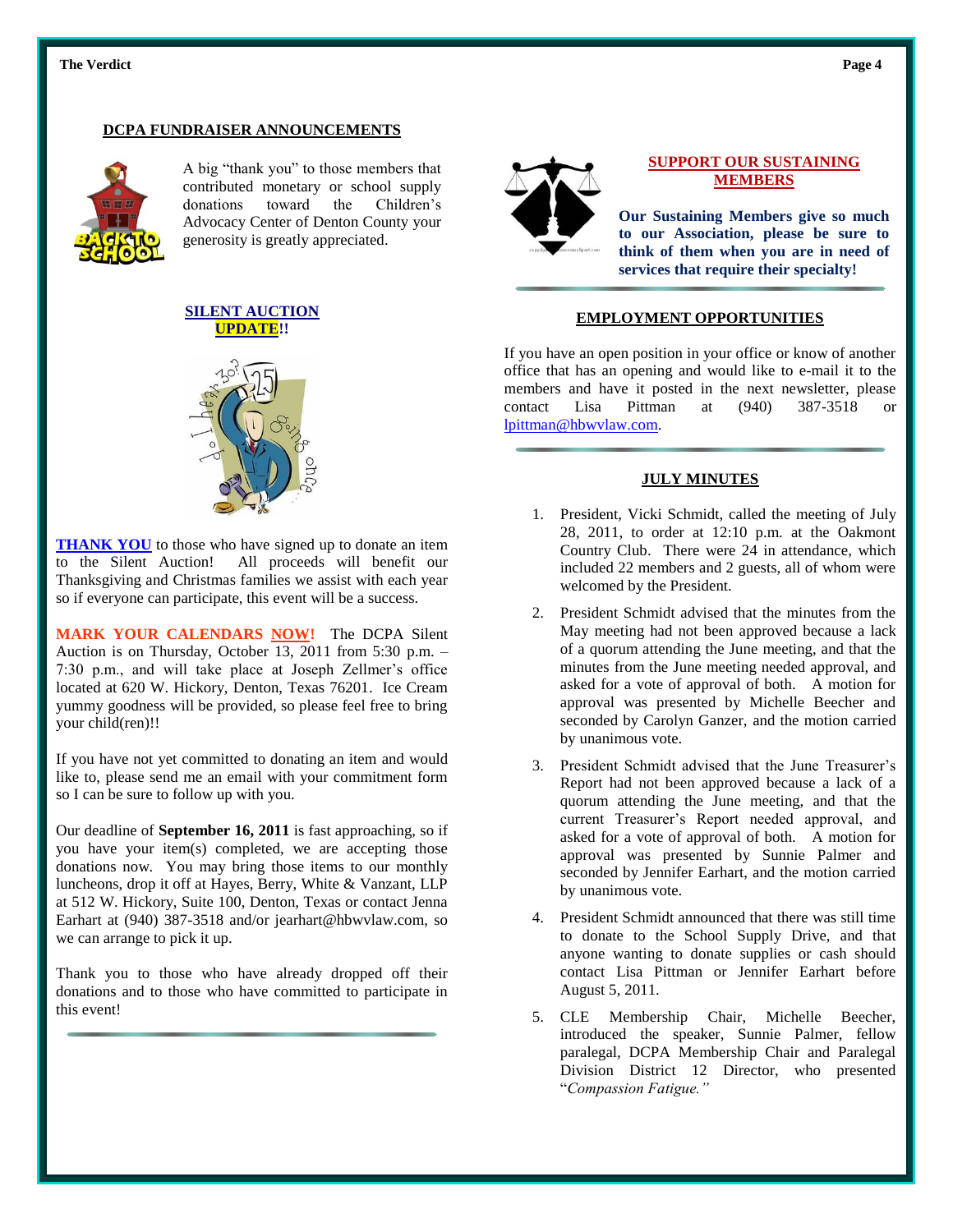## DCPA FUNDRAISER ANNOUNCEMENTS

A big "thank you" to those members that contributed monetary or school supply donations toward the Children's Advocacy Center of Denton County your generosity is greatly appreciated.

### SILENT AUCTION UPDATE!!

**THANK YOU** to those who have signed up to donate an item to the Silent Auction! All proceeds will benefit our Thanksgiving and Christmas families we assist with each year so if everyone can participate, this event will be a success.

**MARK YOUR CALENDARS NOW!** The DCPA Silent Auction is on Thursday, October 13, 2011 from 5:30 p.m. – 7:30 p.m., and will take place at Joseph Zellmer's office located at 620 W. Hickory, Denton, Texas 76201. Ice Cream yummy goodness will be provided, so please feel free to bring your child(ren)!!

If you have not yet committed to donating an item and would like to, please send me an email with your commitment form so I can be sure to follow up with you.

Our deadline of **September 16, 2011** is fast approaching, so if you have your item(s) completed, we are accepting those donations now. You may bring those items to our monthly luncheons, drop it off at Hayes, Berry, White & Vanzant, LLP at 512 W. Hickory, Suite 100, Denton, Texas or contact Jenna Earhart at (940) 387-3518 and/or jearhart@hbwvlaw.com, so we can arrange to pick it up.

Thank you to those who have already dropped off their donations and to those who have committed to participate in this event!

## SUPPORT OUR SUSTAINING MEMBERS

**Our Sustaining Members give so much to our Association, please be sure to think of them when you are in need of services that require their specialty!**

## EMPLOYMENT OPPORTUNITIES

If you have an open position in your office or know of another office that has an opening and would like to e-mail it to the members and have it posted in the next newsletter, please contact Lisa Pittman at (940) 387-3518 or lpittman@hbwvlaw.com.

## JULY MINUTES

1. President, Vicki Schmidt, called the meeting of July 28, 2011, to order at 12:10 p.m. at the Oakmont Country Club. There were 24 in attendance, which included 22 members and 2 guests, all of whom were welcomed by the President.
2. President Schmidt advised that the minutes from the May meeting had not been approved because a lack of a quorum attending the June meeting, and that the minutes from the June meeting needed approval, and asked for a vote of approval of both. A motion for approval was presented by Michelle Beecher and seconded by Carolyn Ganzer, and the motion carried by unanimous vote.
3. President Schmidt advised that the June Treasurer's Report had not been approved because a lack of a quorum attending the June meeting, and that the current Treasurer's Report needed approval, and asked for a vote of approval of both. A motion for approval was presented by Sunnie Palmer and seconded by Jennifer Earhart, and the motion carried by unanimous vote.
4. President Schmidt announced that there was still time to donate to the School Supply Drive, and that anyone wanting to donate supplies or cash should contact Lisa Pittman or Jennifer Earhart before August 5, 2011.
5. CLE Membership Chair, Michelle Beecher, introduced the speaker, Sunnie Palmer, fellow paralegal, DCPA Membership Chair and Paralegal Division District 12 Director, who presented "*Compassion Fatigue.*"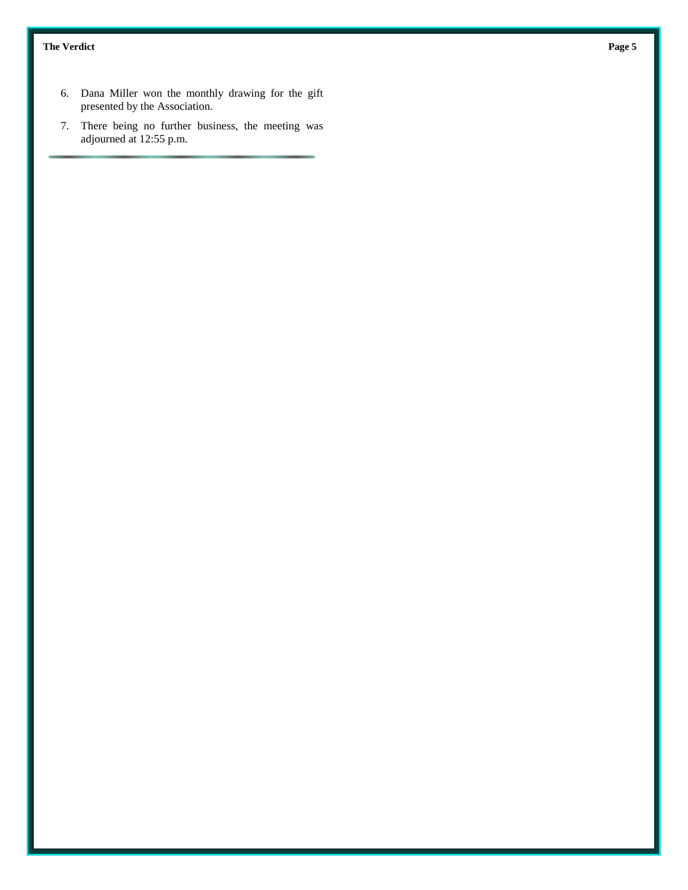6. Dana Miller won the monthly drawing for the gift presented by the Association.
7. There being no further business, the meeting was adjourned at 12:55 p.m.